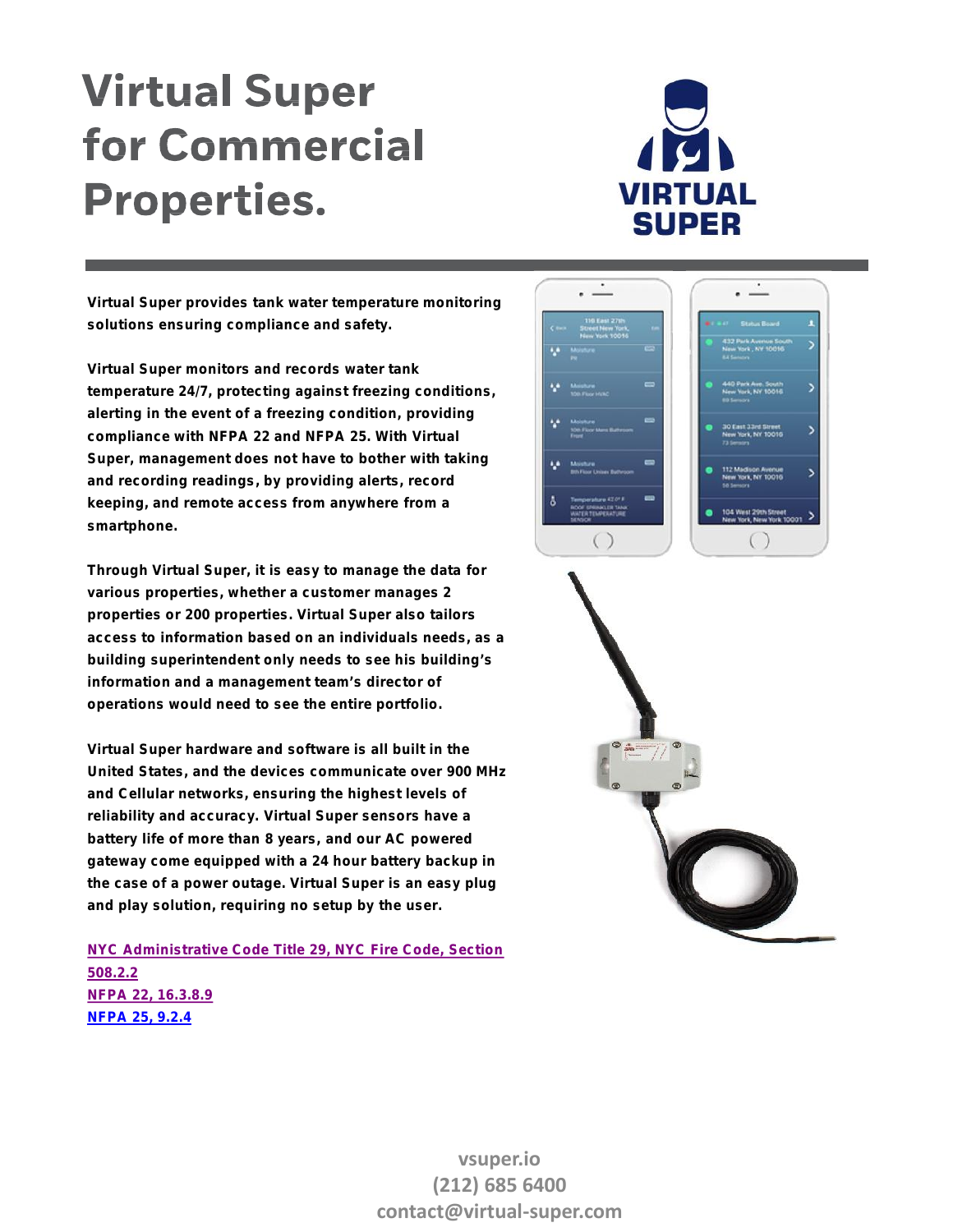# Virtual Super for Commercial Properties.

VIRTUAL SUPER

**Virtual Super provides tank water temperature monitoring solutions ensuring compliance and safety.**

**Virtual Super monitors and records water tank temperature 24/7, protecting against freezing conditions, alerting in the event of a freezing condition, providing compliance with NFPA 22 and NFPA 25. With Virtual Super, management does not have to bother with taking and recording readings, by providing alerts, record keeping, and remote access from anywhere from a smartphone.**

**Through Virtual Super, it is easy to manage the data for various properties, whether a customer manages 2 properties or 200 properties. Virtual Super also tailors access to information based on an individuals needs, as a building superintendent only needs to see his building's information and a management team's director of operations would need to see the entire portfolio.**

**Virtual Super hardware and software is all built in the United States, and the devices communicate over 900 MHz and Cellular networks, ensuring the highest levels of reliability and accuracy. Virtual Super sensors have a battery life of more than 8 years, and our AC powered gateway come equipped with a 24 hour battery backup in the case of a power outage. Virtual Super is an easy plug and play solution, requiring no setup by the user.**

[NYC Administrative Code Title 29, NYC Fire Code, Section 508.2.2]
[NFPA 22, 16.3.8.9]
[NFPA 25, 9.2.4]

vsuper.io
(212) 685 6400
contact@virtual-super.com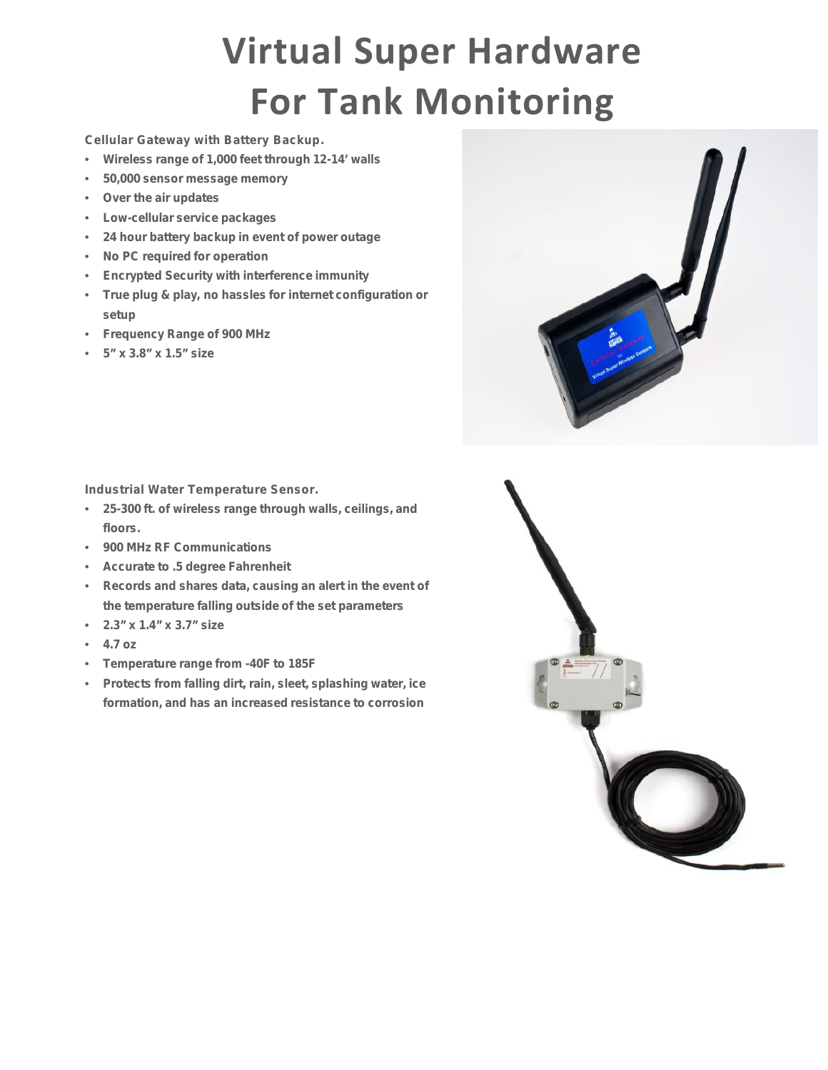# Virtual Super Hardware For Tank Monitoring

**Cellular Gateway with Battery Backup.**

- Wireless range of 1,000 feet through 12-14' walls
- 50,000 sensor message memory
- Over the air updates
- Low-cellular service packages
- 24 hour battery backup in event of power outage
- No PC required for operation
- Encrypted Security with interference immunity
- True plug & play, no hassles for internet configuration or setup
- Frequency Range of 900 MHz
- 5" x 3.8" x 1.5" size

**Industrial Water Temperature Sensor.**

- 25-300 ft. of wireless range through walls, ceilings, and floors.
- 900 MHz RF Communications
- Accurate to .5 degree Fahrenheit
- Records and shares data, causing an alert in the event of the temperature falling outside of the set parameters
- 2.3" x 1.4" x 3.7" size
- 4.7 oz
- Temperature range from -40F to 185F
- Protects from falling dirt, rain, sleet, splashing water, ice formation, and has an increased resistance to corrosion